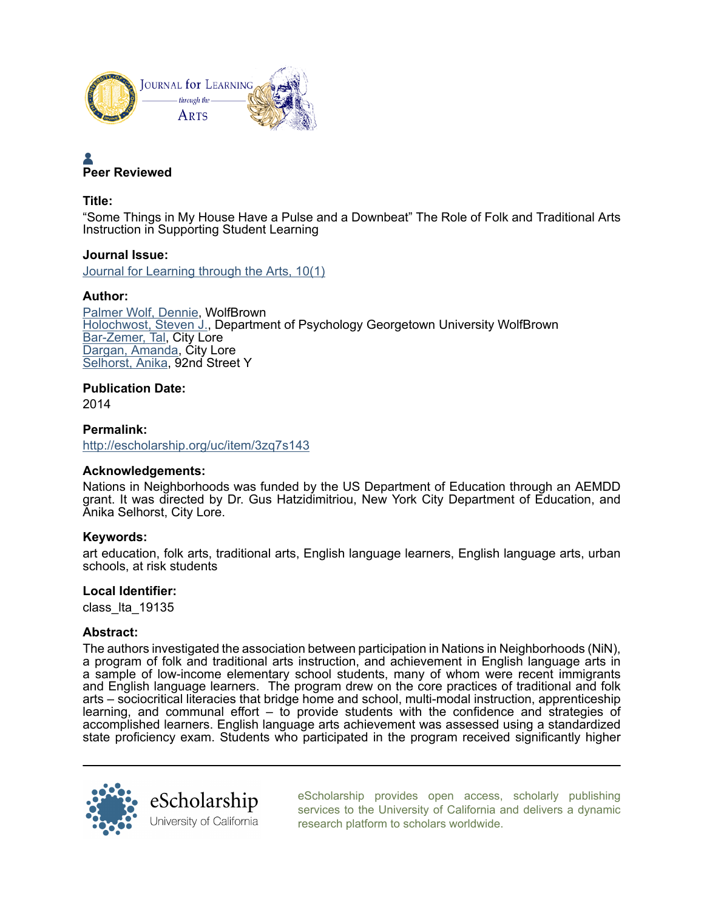Peer Reviewed

**Title:**

“Some Things in My House Have a Pulse and a Downbeat” The Role of Folk and Traditional Arts Instruction in Supporting Student Learning

**Journal Issue:**

Journal for Learning through the Arts, 10(1)

**Author:**

Palmer Wolf, Dennie, WolfBrown
Holochwost, Steven J., Department of Psychology Georgetown University WolfBrown
Bar-Zemer, Tal, City Lore
Dargan, Amanda, City Lore
Selhorst, Anika, 92nd Street Y

**Publication Date:**

2014

**Permalink:**

http://escholarship.org/uc/item/3zq7s143

**Acknowledgements:**

Nations in Neighborhoods was funded by the US Department of Education through an AEMDD grant. It was directed by Dr. Gus Hatzidimitriou, New York City Department of Education, and Anika Selhorst, City Lore.

**Keywords:**

art education, folk arts, traditional arts, English language learners, English language arts, urban schools, at risk students

**Local Identifier:**

class_lta_19135

**Abstract:**

The authors investigated the association between participation in Nations in Neighborhoods (NiN), a program of folk and traditional arts instruction, and achievement in English language arts in a sample of low-income elementary school students, many of whom were recent immigrants and English language learners. The program drew on the core practices of traditional and folk arts – sociocritical literacies that bridge home and school, multi-modal instruction, apprenticeship learning, and communal effort – to provide students with the confidence and strategies of accomplished learners. English language arts achievement was assessed using a standardized state proficiency exam. Students who participated in the program received significantly higher

eScholarship provides open access, scholarly publishing services to the University of California and delivers a dynamic research platform to scholars worldwide.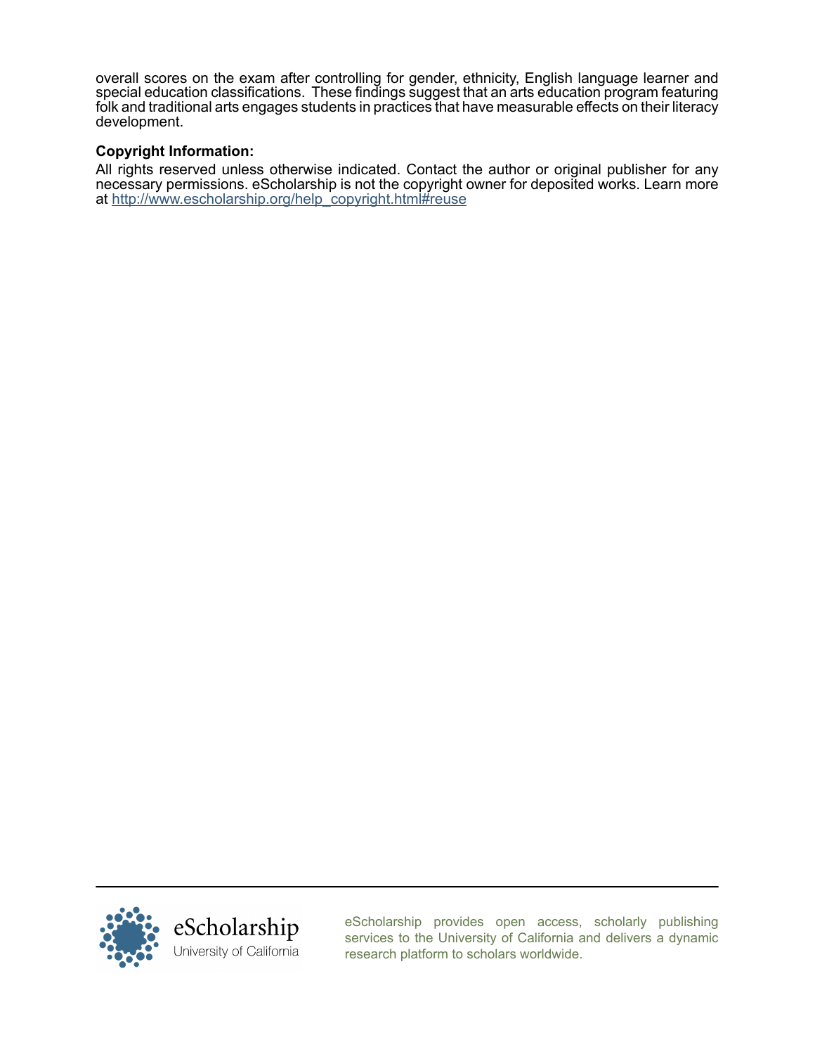overall scores on the exam after controlling for gender, ethnicity, English language learner and special education classifications. These findings suggest that an arts education program featuring folk and traditional arts engages students in practices that have measurable effects on their literacy development.

**Copyright Information:**

All rights reserved unless otherwise indicated. Contact the author or original publisher for any necessary permissions. eScholarship is not the copyright owner for deposited works. Learn more at [http://www.escholarship.org/help_copyright.html#reuse](http://www.escholarship.org/help_copyright.html#reuse)

eScholarship
University of California

eScholarship provides open access, scholarly publishing services to the University of California and delivers a dynamic research platform to scholars worldwide.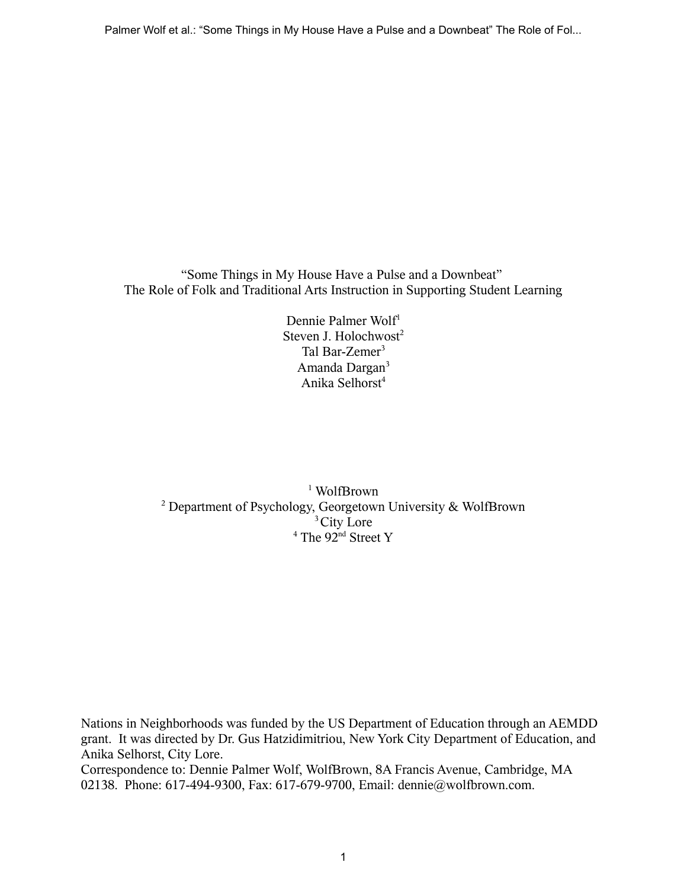# "Some Things in My House Have a Pulse and a Downbeat"
## The Role of Folk and Traditional Arts Instruction in Supporting Student Learning

Dennie Palmer Wolf[1]
Steven J. Holochwost[2]
Tal Bar-Zemer[3]
Amanda Dargan[3]
Anika Selhorst[4]

[1] WolfBrown
[2] Department of Psychology, Georgetown University & WolfBrown
[3] City Lore
[4] The 92nd Street Y

Nations in Neighborhoods was funded by the US Department of Education through an AEMDD grant. It was directed by Dr. Gus Hatzidimitriou, New York City Department of Education, and Anika Selhorst, City Lore.
Correspondence to: Dennie Palmer Wolf, WolfBrown, 8A Francis Avenue, Cambridge, MA 02138. Phone: 617-494-9300, Fax: 617-679-9700, Email: dennie@wolfbrown.com.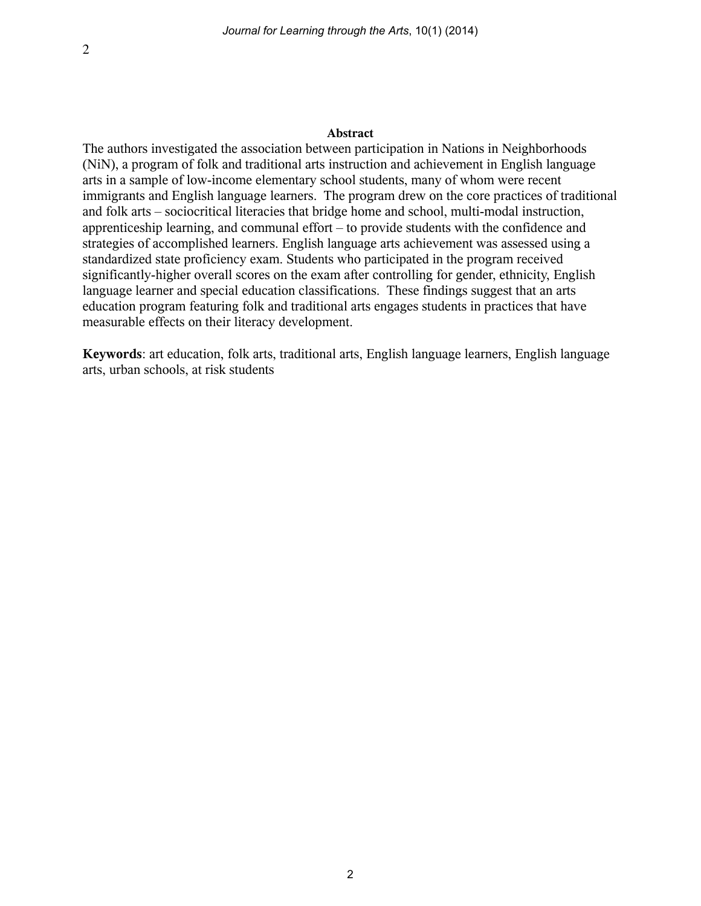## Abstract

The authors investigated the association between participation in Nations in Neighborhoods (NiN), a program of folk and traditional arts instruction and achievement in English language arts in a sample of low-income elementary school students, many of whom were recent immigrants and English language learners. The program drew on the core practices of traditional and folk arts – sociocritical literacies that bridge home and school, multi-modal instruction, apprenticeship learning, and communal effort – to provide students with the confidence and strategies of accomplished learners. English language arts achievement was assessed using a standardized state proficiency exam. Students who participated in the program received significantly-higher overall scores on the exam after controlling for gender, ethnicity, English language learner and special education classifications. These findings suggest that an arts education program featuring folk and traditional arts engages students in practices that have measurable effects on their literacy development.

**Keywords**: art education, folk arts, traditional arts, English language learners, English language arts, urban schools, at risk students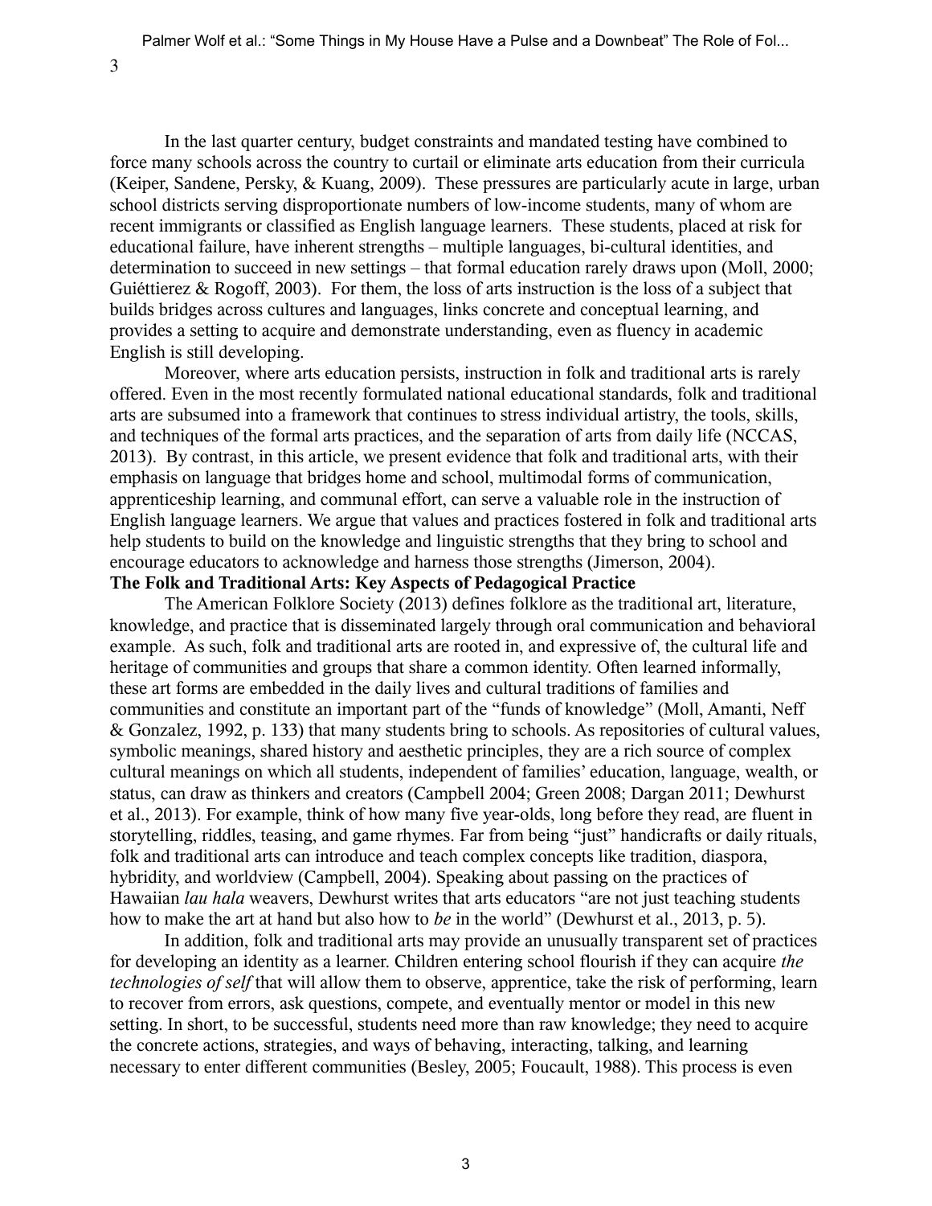In the last quarter century, budget constraints and mandated testing have combined to force many schools across the country to curtail or eliminate arts education from their curricula (Keiper, Sandene, Persky, & Kuang, 2009). These pressures are particularly acute in large, urban school districts serving disproportionate numbers of low-income students, many of whom are recent immigrants or classified as English language learners. These students, placed at risk for educational failure, have inherent strengths – multiple languages, bi-cultural identities, and determination to succeed in new settings – that formal education rarely draws upon (Moll, 2000; Guiéttierez & Rogoff, 2003). For them, the loss of arts instruction is the loss of a subject that builds bridges across cultures and languages, links concrete and conceptual learning, and provides a setting to acquire and demonstrate understanding, even as fluency in academic English is still developing.

Moreover, where arts education persists, instruction in folk and traditional arts is rarely offered. Even in the most recently formulated national educational standards, folk and traditional arts are subsumed into a framework that continues to stress individual artistry, the tools, skills, and techniques of the formal arts practices, and the separation of arts from daily life (NCCAS, 2013). By contrast, in this article, we present evidence that folk and traditional arts, with their emphasis on language that bridges home and school, multimodal forms of communication, apprenticeship learning, and communal effort, can serve a valuable role in the instruction of English language learners. We argue that values and practices fostered in folk and traditional arts help students to build on the knowledge and linguistic strengths that they bring to school and encourage educators to acknowledge and harness those strengths (Jimerson, 2004).

**The Folk and Traditional Arts: Key Aspects of Pedagogical Practice**

The American Folklore Society (2013) defines folklore as the traditional art, literature, knowledge, and practice that is disseminated largely through oral communication and behavioral example. As such, folk and traditional arts are rooted in, and expressive of, the cultural life and heritage of communities and groups that share a common identity. Often learned informally, these art forms are embedded in the daily lives and cultural traditions of families and communities and constitute an important part of the "funds of knowledge" (Moll, Amanti, Neff & Gonzalez, 1992, p. 133) that many students bring to schools. As repositories of cultural values, symbolic meanings, shared history and aesthetic principles, they are a rich source of complex cultural meanings on which all students, independent of families' education, language, wealth, or status, can draw as thinkers and creators (Campbell 2004; Green 2008; Dargan 2011; Dewhurst et al., 2013). For example, think of how many five year-olds, long before they read, are fluent in storytelling, riddles, teasing, and game rhymes. Far from being "just" handicrafts or daily rituals, folk and traditional arts can introduce and teach complex concepts like tradition, diaspora, hybridity, and worldview (Campbell, 2004). Speaking about passing on the practices of Hawaiian *lau hala* weavers, Dewhurst writes that arts educators "are not just teaching students how to make the art at hand but also how to *be* in the world" (Dewhurst et al., 2013, p. 5).

In addition, folk and traditional arts may provide an unusually transparent set of practices for developing an identity as a learner. Children entering school flourish if they can acquire *the technologies of self* that will allow them to observe, apprentice, take the risk of performing, learn to recover from errors, ask questions, compete, and eventually mentor or model in this new setting. In short, to be successful, students need more than raw knowledge; they need to acquire the concrete actions, strategies, and ways of behaving, interacting, talking, and learning necessary to enter different communities (Besley, 2005; Foucault, 1988). This process is even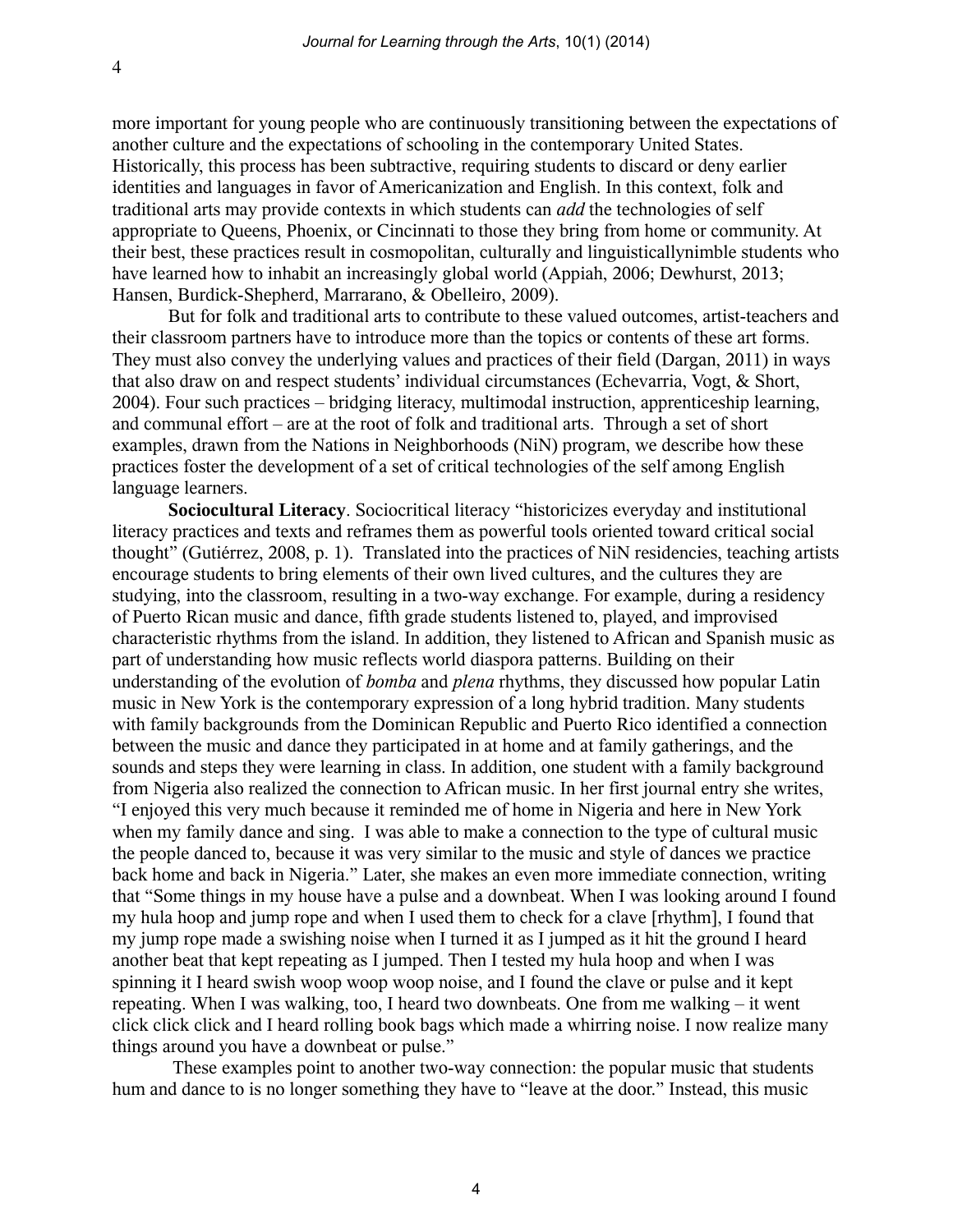more important for young people who are continuously transitioning between the expectations of another culture and the expectations of schooling in the contemporary United States. Historically, this process has been subtractive, requiring students to discard or deny earlier identities and languages in favor of Americanization and English. In this context, folk and traditional arts may provide contexts in which students can *add* the technologies of self appropriate to Queens, Phoenix, or Cincinnati to those they bring from home or community. At their best, these practices result in cosmopolitan, culturally and linguisticallynimble students who have learned how to inhabit an increasingly global world (Appiah, 2006; Dewhurst, 2013; Hansen, Burdick-Shepherd, Marrarano, & Obelleiro, 2009).

But for folk and traditional arts to contribute to these valued outcomes, artist-teachers and their classroom partners have to introduce more than the topics or contents of these art forms. They must also convey the underlying values and practices of their field (Dargan, 2011) in ways that also draw on and respect students' individual circumstances (Echevarria, Vogt, & Short, 2004). Four such practices – bridging literacy, multimodal instruction, apprenticeship learning, and communal effort – are at the root of folk and traditional arts. Through a set of short examples, drawn from the Nations in Neighborhoods (NiN) program, we describe how these practices foster the development of a set of critical technologies of the self among English language learners.

**Sociocultural Literacy**. Sociocritical literacy "historicizes everyday and institutional literacy practices and texts and reframes them as powerful tools oriented toward critical social thought" (Gutiérrez, 2008, p. 1). Translated into the practices of NiN residencies, teaching artists encourage students to bring elements of their own lived cultures, and the cultures they are studying, into the classroom, resulting in a two-way exchange. For example, during a residency of Puerto Rican music and dance, fifth grade students listened to, played, and improvised characteristic rhythms from the island. In addition, they listened to African and Spanish music as part of understanding how music reflects world diaspora patterns. Building on their understanding of the evolution of *bomba* and *plena* rhythms, they discussed how popular Latin music in New York is the contemporary expression of a long hybrid tradition. Many students with family backgrounds from the Dominican Republic and Puerto Rico identified a connection between the music and dance they participated in at home and at family gatherings, and the sounds and steps they were learning in class. In addition, one student with a family background from Nigeria also realized the connection to African music. In her first journal entry she writes, "I enjoyed this very much because it reminded me of home in Nigeria and here in New York when my family dance and sing. I was able to make a connection to the type of cultural music the people danced to, because it was very similar to the music and style of dances we practice back home and back in Nigeria." Later, she makes an even more immediate connection, writing that "Some things in my house have a pulse and a downbeat. When I was looking around I found my hula hoop and jump rope and when I used them to check for a clave [rhythm], I found that my jump rope made a swishing noise when I turned it as I jumped as it hit the ground I heard another beat that kept repeating as I jumped. Then I tested my hula hoop and when I was spinning it I heard swish woop woop woop noise, and I found the clave or pulse and it kept repeating. When I was walking, too, I heard two downbeats. One from me walking – it went click click click and I heard rolling book bags which made a whirring noise. I now realize many things around you have a downbeat or pulse."

These examples point to another two-way connection: the popular music that students hum and dance to is no longer something they have to "leave at the door." Instead, this music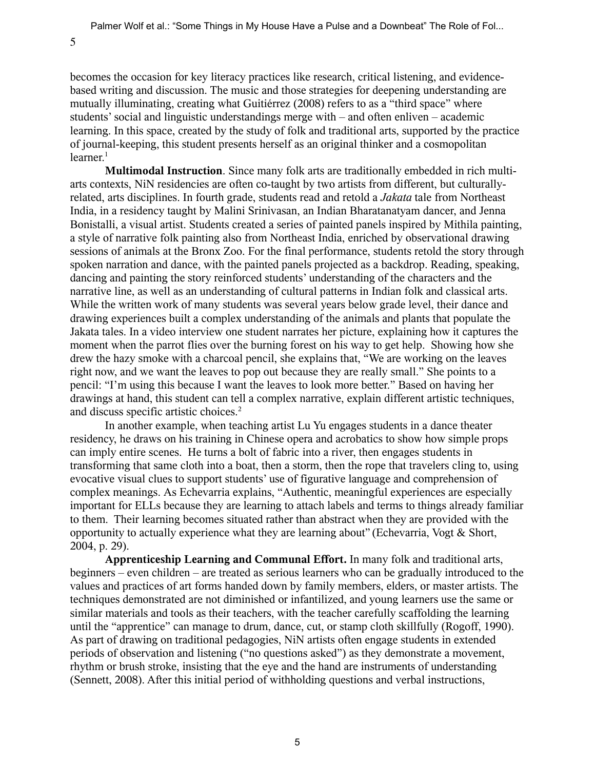becomes the occasion for key literacy practices like research, critical listening, and evidence-based writing and discussion. The music and those strategies for deepening understanding are mutually illuminating, creating what Guitiérrez (2008) refers to as a "third space" where students' social and linguistic understandings merge with – and often enliven – academic learning. In this space, created by the study of folk and traditional arts, supported by the practice of journal-keeping, this student presents herself as an original thinker and a cosmopolitan learner.[1]

**Multimodal Instruction**. Since many folk arts are traditionally embedded in rich multi-arts contexts, NiN residencies are often co-taught by two artists from different, but culturally-related, arts disciplines. In fourth grade, students read and retold a *Jakata* tale from Northeast India, in a residency taught by Malini Srinivasan, an Indian Bharatanatyam dancer, and Jenna Bonistalli, a visual artist. Students created a series of painted panels inspired by Mithila painting, a style of narrative folk painting also from Northeast India, enriched by observational drawing sessions of animals at the Bronx Zoo. For the final performance, students retold the story through spoken narration and dance, with the painted panels projected as a backdrop. Reading, speaking, dancing and painting the story reinforced students' understanding of the characters and the narrative line, as well as an understanding of cultural patterns in Indian folk and classical arts. While the written work of many students was several years below grade level, their dance and drawing experiences built a complex understanding of the animals and plants that populate the Jakata tales. In a video interview one student narrates her picture, explaining how it captures the moment when the parrot flies over the burning forest on his way to get help. Showing how she drew the hazy smoke with a charcoal pencil, she explains that, "We are working on the leaves right now, and we want the leaves to pop out because they are really small." She points to a pencil: "I'm using this because I want the leaves to look more better." Based on having her drawings at hand, this student can tell a complex narrative, explain different artistic techniques, and discuss specific artistic choices.[2]

In another example, when teaching artist Lu Yu engages students in a dance theater residency, he draws on his training in Chinese opera and acrobatics to show how simple props can imply entire scenes. He turns a bolt of fabric into a river, then engages students in transforming that same cloth into a boat, then a storm, then the rope that travelers cling to, using evocative visual clues to support students' use of figurative language and comprehension of complex meanings. As Echevarria explains, "Authentic, meaningful experiences are especially important for ELLs because they are learning to attach labels and terms to things already familiar to them. Their learning becomes situated rather than abstract when they are provided with the opportunity to actually experience what they are learning about" (Echevarria, Vogt & Short, 2004, p. 29).

**Apprenticeship Learning and Communal Effort.** In many folk and traditional arts, beginners – even children – are treated as serious learners who can be gradually introduced to the values and practices of art forms handed down by family members, elders, or master artists. The techniques demonstrated are not diminished or infantilized, and young learners use the same or similar materials and tools as their teachers, with the teacher carefully scaffolding the learning until the "apprentice" can manage to drum, dance, cut, or stamp cloth skillfully (Rogoff, 1990). As part of drawing on traditional pedagogies, NiN artists often engage students in extended periods of observation and listening ("no questions asked") as they demonstrate a movement, rhythm or brush stroke, insisting that the eye and the hand are instruments of understanding (Sennett, 2008). After this initial period of withholding questions and verbal instructions,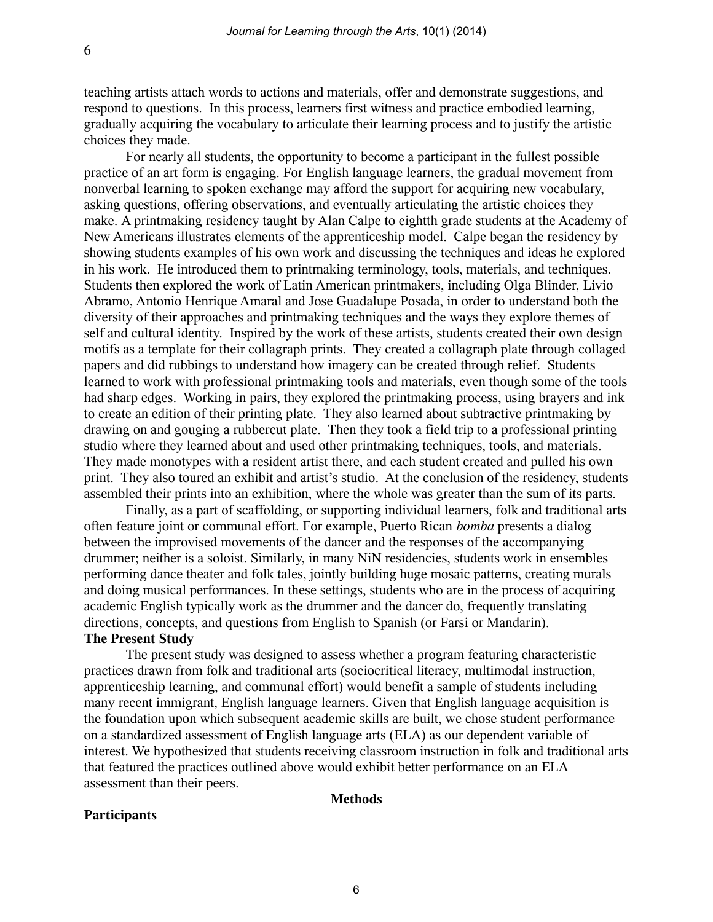teaching artists attach words to actions and materials, offer and demonstrate suggestions, and respond to questions. In this process, learners first witness and practice embodied learning, gradually acquiring the vocabulary to articulate their learning process and to justify the artistic choices they made.

For nearly all students, the opportunity to become a participant in the fullest possible practice of an art form is engaging. For English language learners, the gradual movement from nonverbal learning to spoken exchange may afford the support for acquiring new vocabulary, asking questions, offering observations, and eventually articulating the artistic choices they make. A printmaking residency taught by Alan Calpe to eightth grade students at the Academy of New Americans illustrates elements of the apprenticeship model. Calpe began the residency by showing students examples of his own work and discussing the techniques and ideas he explored in his work. He introduced them to printmaking terminology, tools, materials, and techniques. Students then explored the work of Latin American printmakers, including Olga Blinder, Livio Abramo, Antonio Henrique Amaral and Jose Guadalupe Posada, in order to understand both the diversity of their approaches and printmaking techniques and the ways they explore themes of self and cultural identity. Inspired by the work of these artists, students created their own design motifs as a template for their collagraph prints. They created a collagraph plate through collaged papers and did rubbings to understand how imagery can be created through relief. Students learned to work with professional printmaking tools and materials, even though some of the tools had sharp edges. Working in pairs, they explored the printmaking process, using brayers and ink to create an edition of their printing plate. They also learned about subtractive printmaking by drawing on and gouging a rubbercut plate. Then they took a field trip to a professional printing studio where they learned about and used other printmaking techniques, tools, and materials. They made monotypes with a resident artist there, and each student created and pulled his own print. They also toured an exhibit and artist's studio. At the conclusion of the residency, students assembled their prints into an exhibition, where the whole was greater than the sum of its parts.

Finally, as a part of scaffolding, or supporting individual learners, folk and traditional arts often feature joint or communal effort. For example, Puerto Rican *bomba* presents a dialog between the improvised movements of the dancer and the responses of the accompanying drummer; neither is a soloist. Similarly, in many NiN residencies, students work in ensembles performing dance theater and folk tales, jointly building huge mosaic patterns, creating murals and doing musical performances. In these settings, students who are in the process of acquiring academic English typically work as the drummer and the dancer do, frequently translating directions, concepts, and questions from English to Spanish (or Farsi or Mandarin).

### The Present Study

The present study was designed to assess whether a program featuring characteristic practices drawn from folk and traditional arts (sociocritical literacy, multimodal instruction, apprenticeship learning, and communal effort) would benefit a sample of students including many recent immigrant, English language learners. Given that English language acquisition is the foundation upon which subsequent academic skills are built, we chose student performance on a standardized assessment of English language arts (ELA) as our dependent variable of interest. We hypothesized that students receiving classroom instruction in folk and traditional arts that featured the practices outlined above would exhibit better performance on an ELA assessment than their peers.

## Methods

### Participants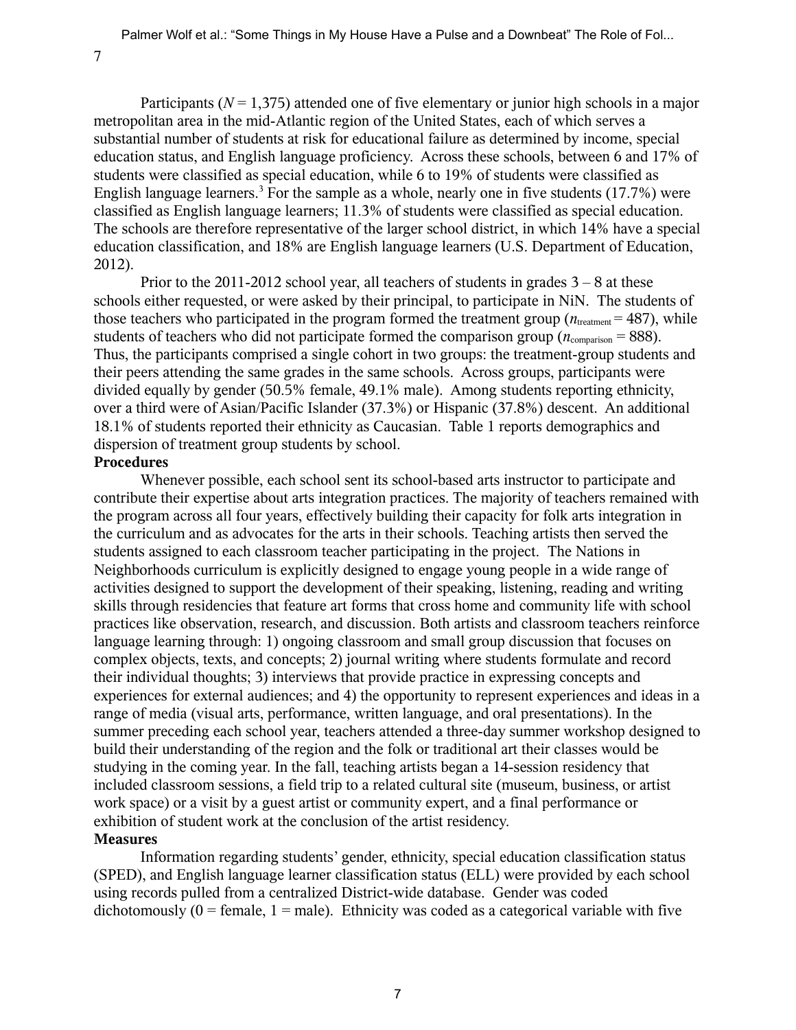Participants ($N$ = 1,375) attended one of five elementary or junior high schools in a major metropolitan area in the mid-Atlantic region of the United States, each of which serves a substantial number of students at risk for educational failure as determined by income, special education status, and English language proficiency. Across these schools, between 6 and 17% of students were classified as special education, while 6 to 19% of students were classified as English language learners.[3] For the sample as a whole, nearly one in five students (17.7%) were classified as English language learners; 11.3% of students were classified as special education. The schools are therefore representative of the larger school district, in which 14% have a special education classification, and 18% are English language learners (U.S. Department of Education, 2012).

Prior to the 2011-2012 school year, all teachers of students in grades 3 – 8 at these schools either requested, or were asked by their principal, to participate in NiN. The students of those teachers who participated in the program formed the treatment group ($n_{\text{treatment}}$ = 487), while students of teachers who did not participate formed the comparison group ($n_{\text{comparison}}$ = 888). Thus, the participants comprised a single cohort in two groups: the treatment-group students and their peers attending the same grades in the same schools. Across groups, participants were divided equally by gender (50.5% female, 49.1% male). Among students reporting ethnicity, over a third were of Asian/Pacific Islander (37.3%) or Hispanic (37.8%) descent. An additional 18.1% of students reported their ethnicity as Caucasian. Table 1 reports demographics and dispersion of treatment group students by school.

**Procedures**

Whenever possible, each school sent its school-based arts instructor to participate and contribute their expertise about arts integration practices. The majority of teachers remained with the program across all four years, effectively building their capacity for folk arts integration in the curriculum and as advocates for the arts in their schools. Teaching artists then served the students assigned to each classroom teacher participating in the project. The Nations in Neighborhoods curriculum is explicitly designed to engage young people in a wide range of activities designed to support the development of their speaking, listening, reading and writing skills through residencies that feature art forms that cross home and community life with school practices like observation, research, and discussion. Both artists and classroom teachers reinforce language learning through: 1) ongoing classroom and small group discussion that focuses on complex objects, texts, and concepts; 2) journal writing where students formulate and record their individual thoughts; 3) interviews that provide practice in expressing concepts and experiences for external audiences; and 4) the opportunity to represent experiences and ideas in a range of media (visual arts, performance, written language, and oral presentations). In the summer preceding each school year, teachers attended a three-day summer workshop designed to build their understanding of the region and the folk or traditional art their classes would be studying in the coming year. In the fall, teaching artists began a 14-session residency that included classroom sessions, a field trip to a related cultural site (museum, business, or artist work space) or a visit by a guest artist or community expert, and a final performance or exhibition of student work at the conclusion of the artist residency.

**Measures**

Information regarding students' gender, ethnicity, special education classification status (SPED), and English language learner classification status (ELL) were provided by each school using records pulled from a centralized District-wide database. Gender was coded dichotomously (0 = female, 1 = male). Ethnicity was coded as a categorical variable with five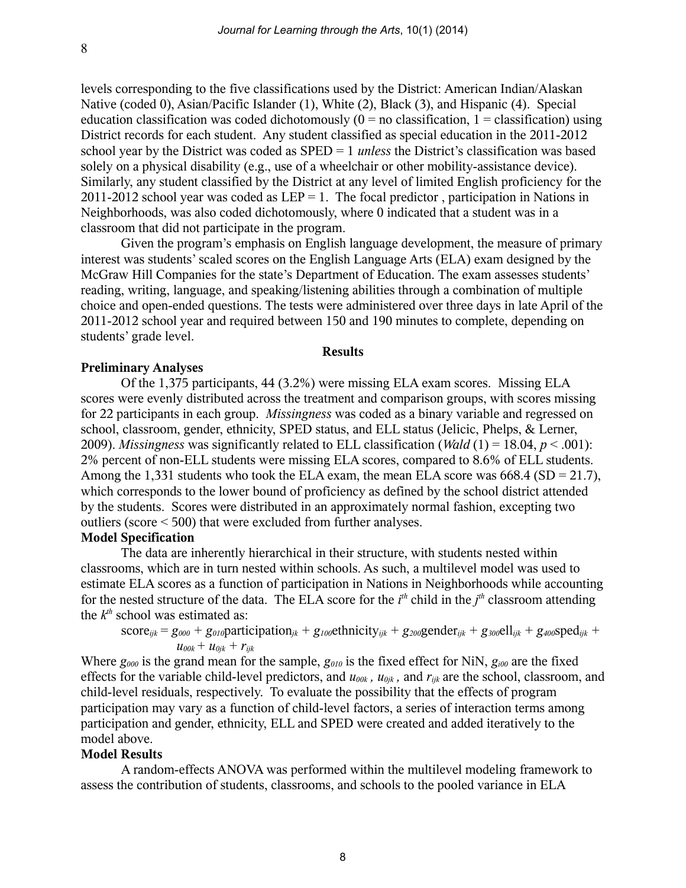levels corresponding to the five classifications used by the District: American Indian/Alaskan Native (coded 0), Asian/Pacific Islander (1), White (2), Black (3), and Hispanic (4). Special education classification was coded dichotomously (0 = no classification, 1 = classification) using District records for each student. Any student classified as special education in the 2011-2012 school year by the District was coded as SPED = 1 *unless* the District's classification was based solely on a physical disability (e.g., use of a wheelchair or other mobility-assistance device). Similarly, any student classified by the District at any level of limited English proficiency for the 2011-2012 school year was coded as LEP = 1. The focal predictor , participation in Nations in Neighborhoods, was also coded dichotomously, where 0 indicated that a student was in a classroom that did not participate in the program.

Given the program's emphasis on English language development, the measure of primary interest was students' scaled scores on the English Language Arts (ELA) exam designed by the McGraw Hill Companies for the state's Department of Education. The exam assesses students' reading, writing, language, and speaking/listening abilities through a combination of multiple choice and open-ended questions. The tests were administered over three days in late April of the 2011-2012 school year and required between 150 and 190 minutes to complete, depending on students' grade level.

## Results

### Preliminary Analyses

Of the 1,375 participants, 44 (3.2%) were missing ELA exam scores. Missing ELA scores were evenly distributed across the treatment and comparison groups, with scores missing for 22 participants in each group. *Missingness* was coded as a binary variable and regressed on school, classroom, gender, ethnicity, SPED status, and ELL status (Jelicic, Phelps, & Lerner, 2009). *Missingness* was significantly related to ELL classification (*Wald* (1) = 18.04, $p < .001$): 2% percent of non-ELL students were missing ELA scores, compared to 8.6% of ELL students. Among the 1,331 students who took the ELA exam, the mean ELA score was 668.4 (SD = 21.7), which corresponds to the lower bound of proficiency as defined by the school district attended by the students. Scores were distributed in an approximately normal fashion, excepting two outliers (score < 500) that were excluded from further analyses.

### Model Specification

The data are inherently hierarchical in their structure, with students nested within classrooms, which are in turn nested within schools. As such, a multilevel model was used to estimate ELA scores as a function of participation in Nations in Neighborhoods while accounting for the nested structure of the data. The ELA score for the $i^{th}$ child in the $j^{th}$ classroom attending the $k^{th}$ school was estimated as:

$$\text{score}_{ijk} = g_{000} + g_{010}\text{participation}_{jk} + g_{100}\text{ethnicity}_{ijk} + g_{200}\text{gender}_{ijk} + g_{300}\text{ell}_{ijk} + g_{400}\text{sped}_{ijk} + u_{00k} + u_{0jk} + r_{ijk}$$

Where $g_{000}$ is the grand mean for the sample, $g_{010}$ is the fixed effect for NiN, $g_{i00}$ are the fixed effects for the variable child-level predictors, and $u_{00k}$ , $u_{0jk}$ , and $r_{ijk}$ are the school, classroom, and child-level residuals, respectively. To evaluate the possibility that the effects of program participation may vary as a function of child-level factors, a series of interaction terms among participation and gender, ethnicity, ELL and SPED were created and added iteratively to the model above.

### Model Results

A random-effects ANOVA was performed within the multilevel modeling framework to assess the contribution of students, classrooms, and schools to the pooled variance in ELA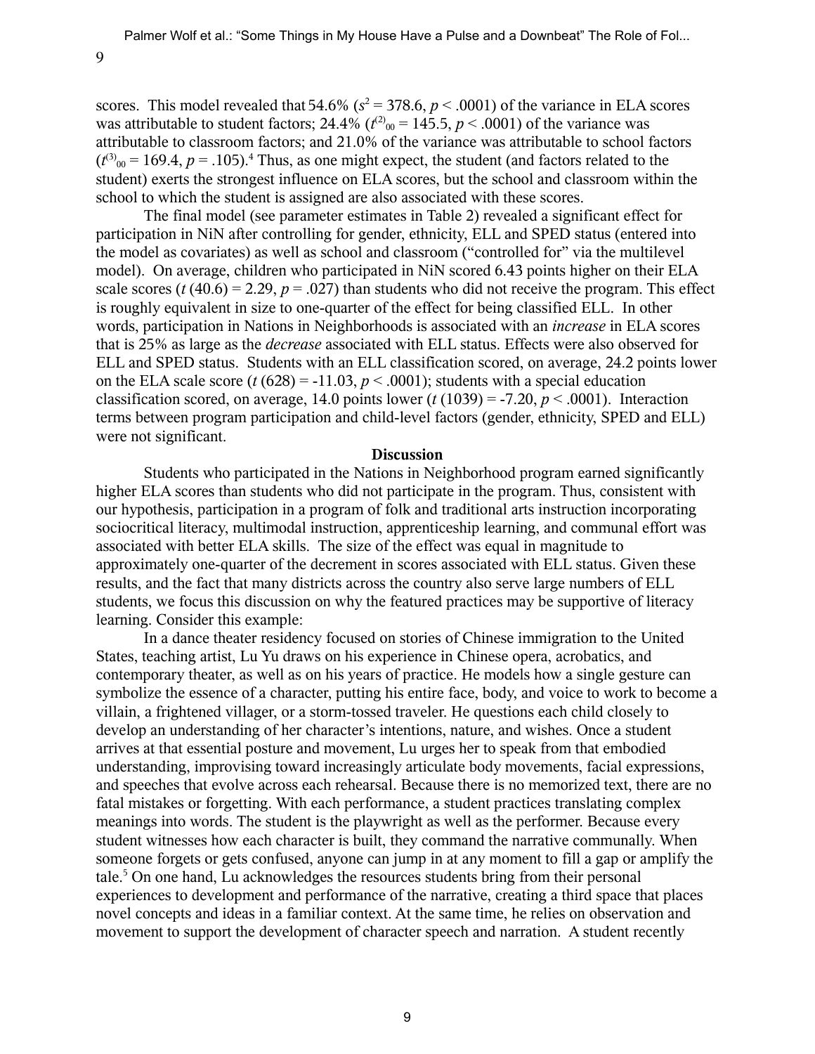scores. This model revealed that 54.6% ($s^2 = 378.6$, $p < .0001$) of the variance in ELA scores was attributable to student factors; 24.4% ($t^{(2)}_{00} = 145.5$, $p < .0001$) of the variance was attributable to classroom factors; and 21.0% of the variance was attributable to school factors ($t^{(3)}_{00} = 169.4$, $p = .105$).[4] Thus, as one might expect, the student (and factors related to the student) exerts the strongest influence on ELA scores, but the school and classroom within the school to which the student is assigned are also associated with these scores.

The final model (see parameter estimates in Table 2) revealed a significant effect for participation in NiN after controlling for gender, ethnicity, ELL and SPED status (entered into the model as covariates) as well as school and classroom ("controlled for" via the multilevel model). On average, children who participated in NiN scored 6.43 points higher on their ELA scale scores ($t(40.6) = 2.29$, $p = .027$) than students who did not receive the program. This effect is roughly equivalent in size to one-quarter of the effect for being classified ELL. In other words, participation in Nations in Neighborhoods is associated with an *increase* in ELA scores that is 25% as large as the *decrease* associated with ELL status. Effects were also observed for ELL and SPED status. Students with an ELL classification scored, on average, 24.2 points lower on the ELA scale score ($t(628) = -11.03$, $p < .0001$); students with a special education classification scored, on average, 14.0 points lower ($t(1039) = -7.20$, $p < .0001$). Interaction terms between program participation and child-level factors (gender, ethnicity, SPED and ELL) were not significant.

## Discussion

Students who participated in the Nations in Neighborhood program earned significantly higher ELA scores than students who did not participate in the program. Thus, consistent with our hypothesis, participation in a program of folk and traditional arts instruction incorporating sociocritical literacy, multimodal instruction, apprenticeship learning, and communal effort was associated with better ELA skills. The size of the effect was equal in magnitude to approximately one-quarter of the decrement in scores associated with ELL status. Given these results, and the fact that many districts across the country also serve large numbers of ELL students, we focus this discussion on why the featured practices may be supportive of literacy learning. Consider this example:

In a dance theater residency focused on stories of Chinese immigration to the United States, teaching artist, Lu Yu draws on his experience in Chinese opera, acrobatics, and contemporary theater, as well as on his years of practice. He models how a single gesture can symbolize the essence of a character, putting his entire face, body, and voice to work to become a villain, a frightened villager, or a storm-tossed traveler. He questions each child closely to develop an understanding of her character's intentions, nature, and wishes. Once a student arrives at that essential posture and movement, Lu urges her to speak from that embodied understanding, improvising toward increasingly articulate body movements, facial expressions, and speeches that evolve across each rehearsal. Because there is no memorized text, there are no fatal mistakes or forgetting. With each performance, a student practices translating complex meanings into words. The student is the playwright as well as the performer. Because every student witnesses how each character is built, they command the narrative communally. When someone forgets or gets confused, anyone can jump in at any moment to fill a gap or amplify the tale.[5] On one hand, Lu acknowledges the resources students bring from their personal experiences to development and performance of the narrative, creating a third space that places novel concepts and ideas in a familiar context. At the same time, he relies on observation and movement to support the development of character speech and narration. A student recently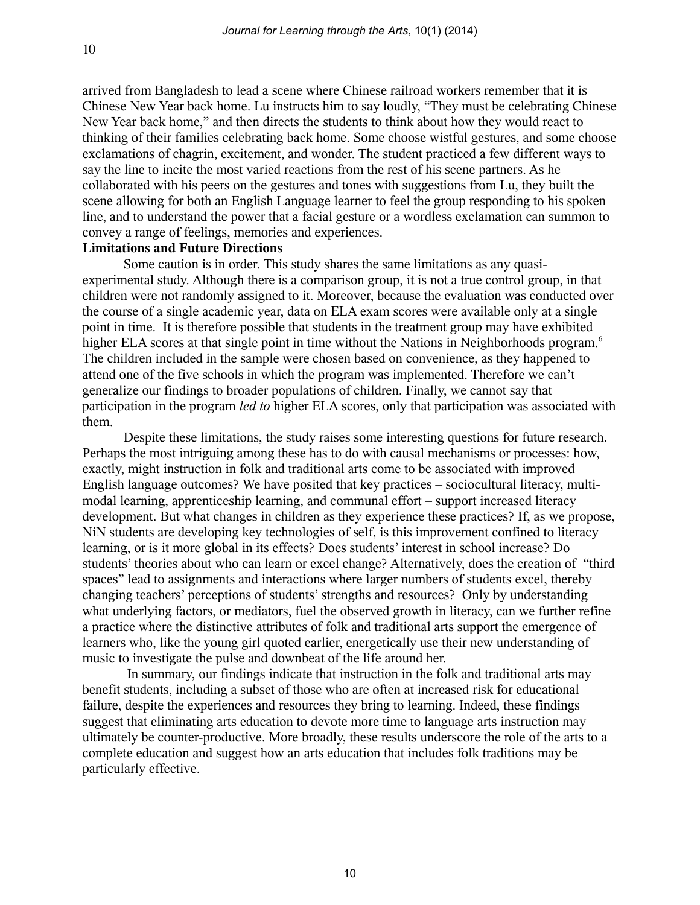arrived from Bangladesh to lead a scene where Chinese railroad workers remember that it is Chinese New Year back home. Lu instructs him to say loudly, "They must be celebrating Chinese New Year back home," and then directs the students to think about how they would react to thinking of their families celebrating back home. Some choose wistful gestures, and some choose exclamations of chagrin, excitement, and wonder. The student practiced a few different ways to say the line to incite the most varied reactions from the rest of his scene partners. As he collaborated with his peers on the gestures and tones with suggestions from Lu, they built the scene allowing for both an English Language learner to feel the group responding to his spoken line, and to understand the power that a facial gesture or a wordless exclamation can summon to convey a range of feelings, memories and experiences.

**Limitations and Future Directions**

Some caution is in order. This study shares the same limitations as any quasi-experimental study. Although there is a comparison group, it is not a true control group, in that children were not randomly assigned to it. Moreover, because the evaluation was conducted over the course of a single academic year, data on ELA exam scores were available only at a single point in time. It is therefore possible that students in the treatment group may have exhibited higher ELA scores at that single point in time without the Nations in Neighborhoods program.[6] The children included in the sample were chosen based on convenience, as they happened to attend one of the five schools in which the program was implemented. Therefore we can't generalize our findings to broader populations of children. Finally, we cannot say that participation in the program *led to* higher ELA scores, only that participation was associated with them.

Despite these limitations, the study raises some interesting questions for future research. Perhaps the most intriguing among these has to do with causal mechanisms or processes: how, exactly, might instruction in folk and traditional arts come to be associated with improved English language outcomes? We have posited that key practices – sociocultural literacy, multi-modal learning, apprenticeship learning, and communal effort – support increased literacy development. But what changes in children as they experience these practices? If, as we propose, NiN students are developing key technologies of self, is this improvement confined to literacy learning, or is it more global in its effects? Does students' interest in school increase? Do students' theories about who can learn or excel change? Alternatively, does the creation of "third spaces" lead to assignments and interactions where larger numbers of students excel, thereby changing teachers' perceptions of students' strengths and resources? Only by understanding what underlying factors, or mediators, fuel the observed growth in literacy, can we further refine a practice where the distinctive attributes of folk and traditional arts support the emergence of learners who, like the young girl quoted earlier, energetically use their new understanding of music to investigate the pulse and downbeat of the life around her.

In summary, our findings indicate that instruction in the folk and traditional arts may benefit students, including a subset of those who are often at increased risk for educational failure, despite the experiences and resources they bring to learning. Indeed, these findings suggest that eliminating arts education to devote more time to language arts instruction may ultimately be counter-productive. More broadly, these results underscore the role of the arts to a complete education and suggest how an arts education that includes folk traditions may be particularly effective.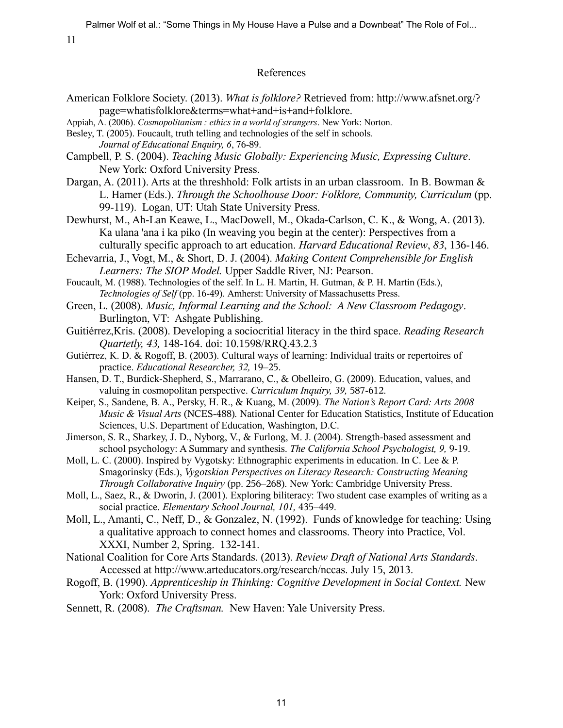# References

American Folklore Society. (2013). *What is folklore?* Retrieved from: http://www.afsnet.org/?page=whatisfolklore&terms=what+and+is+and+folklore.

Appiah, A. (2006). *Cosmopolitanism : ethics in a world of strangers*. New York: Norton.

Besley, T. (2005). Foucault, truth telling and technologies of the self in schools. *Journal of Educational Enquiry, 6*, 76-89.

Campbell, P. S. (2004). *Teaching Music Globally: Experiencing Music, Expressing Culture*. New York: Oxford University Press.

Dargan, A. (2011). Arts at the threshhold: Folk artists in an urban classroom. In B. Bowman & L. Hamer (Eds.). *Through the Schoolhouse Door: Folklore, Community, Curriculum* (pp. 99-119). Logan, UT: Utah State University Press.

Dewhurst, M., Ah-Lan Keawe, L., MacDowell, M., Okada-Carlson, C. K., & Wong, A. (2013). Ka ulana 'ana i ka piko (In weaving you begin at the center): Perspectives from a culturally specific approach to art education. *Harvard Educational Review*, *83*, 136-146.

Echevarria, J., Vogt, M., & Short, D. J. (2004). *Making Content Comprehensible for English Learners: The SIOP Model.* Upper Saddle River, NJ: Pearson.

Foucault, M. (1988). Technologies of the self. In L. H. Martin, H. Gutman, & P. H. Martin (Eds.), *Technologies of Self* (pp. 16-49). Amherst: University of Massachusetts Press.

Green, L. (2008). *Music, Informal Learning and the School: A New Classroom Pedagogy*. Burlington, VT: Ashgate Publishing.

Guitiérrez,Kris. (2008). Developing a sociocritial literacy in the third space. *Reading Research Quartetly, 43,* 148-164. doi: 10.1598/RRQ.43.2.3

Gutiérrez, K. D. & Rogoff, B. (2003). Cultural ways of learning: Individual traits or repertoires of practice. *Educational Researcher, 32,* 19–25.

Hansen, D. T., Burdick-Shepherd, S., Marrarano, C., & Obelleiro, G. (2009). Education, values, and valuing in cosmopolitan perspective. *Curriculum Inquiry, 39,* 587-612.

Keiper, S., Sandene, B. A., Persky, H. R., & Kuang, M. (2009). *The Nation's Report Card: Arts 2008 Music & Visual Arts* (NCES-488). National Center for Education Statistics, Institute of Education Sciences, U.S. Department of Education, Washington, D.C.

Jimerson, S. R., Sharkey, J. D., Nyborg, V., & Furlong, M. J. (2004). Strength-based assessment and school psychology: A Summary and synthesis. *The California School Psychologist, 9,* 9-19.

Moll, L. C. (2000). Inspired by Vygotsky: Ethnographic experiments in education. In C. Lee & P. Smagorinsky (Eds.), *Vygotskian Perspectives on Literacy Research: Constructing Meaning Through Collaborative Inquiry* (pp. 256–268). New York: Cambridge University Press.

Moll, L., Saez, R., & Dworin, J. (2001). Exploring biliteracy: Two student case examples of writing as a social practice. *Elementary School Journal, 101,* 435–449.

Moll, L., Amanti, C., Neff, D., & Gonzalez, N. (1992). Funds of knowledge for teaching: Using a qualitative approach to connect homes and classrooms. Theory into Practice, Vol. XXXI, Number 2, Spring. 132-141.

National Coalition for Core Arts Standards. (2013). *Review Draft of National Arts Standards*. Accessed at http://www.arteducators.org/research/nccas. July 15, 2013.

Rogoff, B. (1990). *Apprenticeship in Thinking: Cognitive Development in Social Context.* New York: Oxford University Press.

Sennett, R. (2008). *The Craftsman.* New Haven: Yale University Press.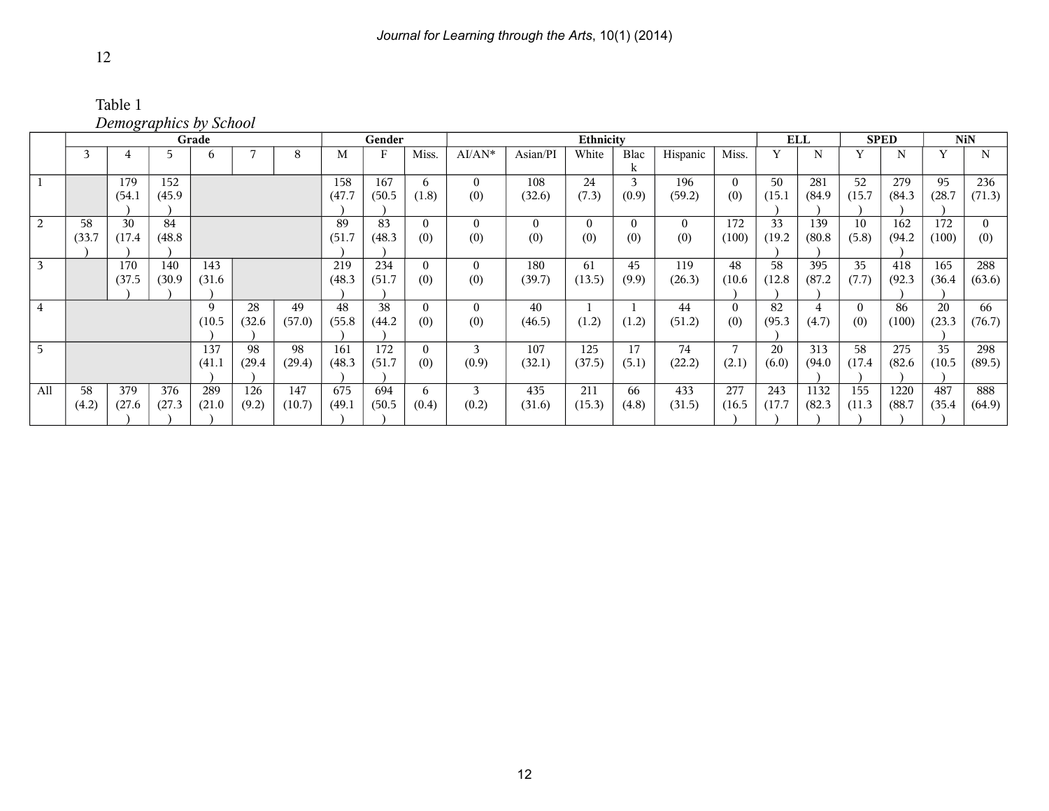Table 1
*Demographics by School*

| | Grade | | | | | | Gender | | | Ethnicity | | | | | | ELL | | SPED | | NiN | |
|---|---|---|---|---|---|---|---|---|---|---|---|---|---|---|---|---|---|---|---|---|---|
| | 3 | 4 | 5 | 6 | 7 | 8 | M | F | Miss. | AI/AN* | Asian/PI | White | Black | Hispanic | Miss. | Y | N | Y | N | Y | N |
| 1 | | 179 (54.1) | 152 (45.9) | | | | 158 (47.7) | 167 (50.5) | 6 (1.8) | 0 (0) | 108 (32.6) | 24 (7.3) | 3 (0.9) | 196 (59.2) | 0 (0) | 50 (15.1) | 281 (84.9) | 52 (15.7) | 279 (84.3) | 95 (28.7) | 236 (71.3) |
| 2 | 58 (33.7) | 30 (17.4) | 84 (48.8) | | | | 89 (51.7) | 83 (48.3) | 0 (0) | 0 (0) | 0 (0) | 0 (0) | 0 (0) | 0 (0) | 172 (100) | 33 (19.2) | 139 (80.8) | 10 (5.8) | 162 (94.2) | 172 (100) | 0 (0) |
| 3 | | 170 (37.5) | 140 (30.9) | 143 (31.6) | | | 219 (48.3) | 234 (51.7) | 0 (0) | 0 (0) | 180 (39.7) | 61 (13.5) | 45 (9.9) | 119 (26.3) | 48 (10.6) | 58 (12.8) | 395 (87.2) | 35 (7.7) | 418 (92.3) | 165 (36.4) | 288 (63.6) |
| 4 | | | | 9 (10.5) | 28 (32.6) | 49 (57.0) | 48 (55.8) | 38 (44.2) | 0 (0) | 0 (0) | 40 (46.5) | 1 (1.2) | 1 (1.2) | 44 (51.2) | 0 (0) | 82 (95.3) | 4 (4.7) | 0 (0) | 86 (100) | 20 (23.3) | 66 (76.7) |
| 5 | | | | 137 (41.1) | 98 (29.4) | 98 (29.4) | 161 (48.3) | 172 (51.7) | 0 (0) | 3 (0.9) | 107 (32.1) | 125 (37.5) | 17 (5.1) | 74 (22.2) | 7 (2.1) | 20 (6.0) | 313 (94.0) | 58 (17.4) | 275 (82.6) | 35 (10.5) | 298 (89.5) |
| All | 58 (4.2) | 379 (27.6) | 376 (27.3) | 289 (21.0) | 126 (9.2) | 147 (10.7) | 675 (49.1) | 694 (50.5) | 6 (0.4) | 3 (0.2) | 435 (31.6) | 211 (15.3) | 66 (4.8) | 433 (31.5) | 277 (16.5) | 243 (17.7) | 1132 (82.3) | 155 (11.3) | 1220 (88.7) | 487 (35.4) | 888 (64.9) |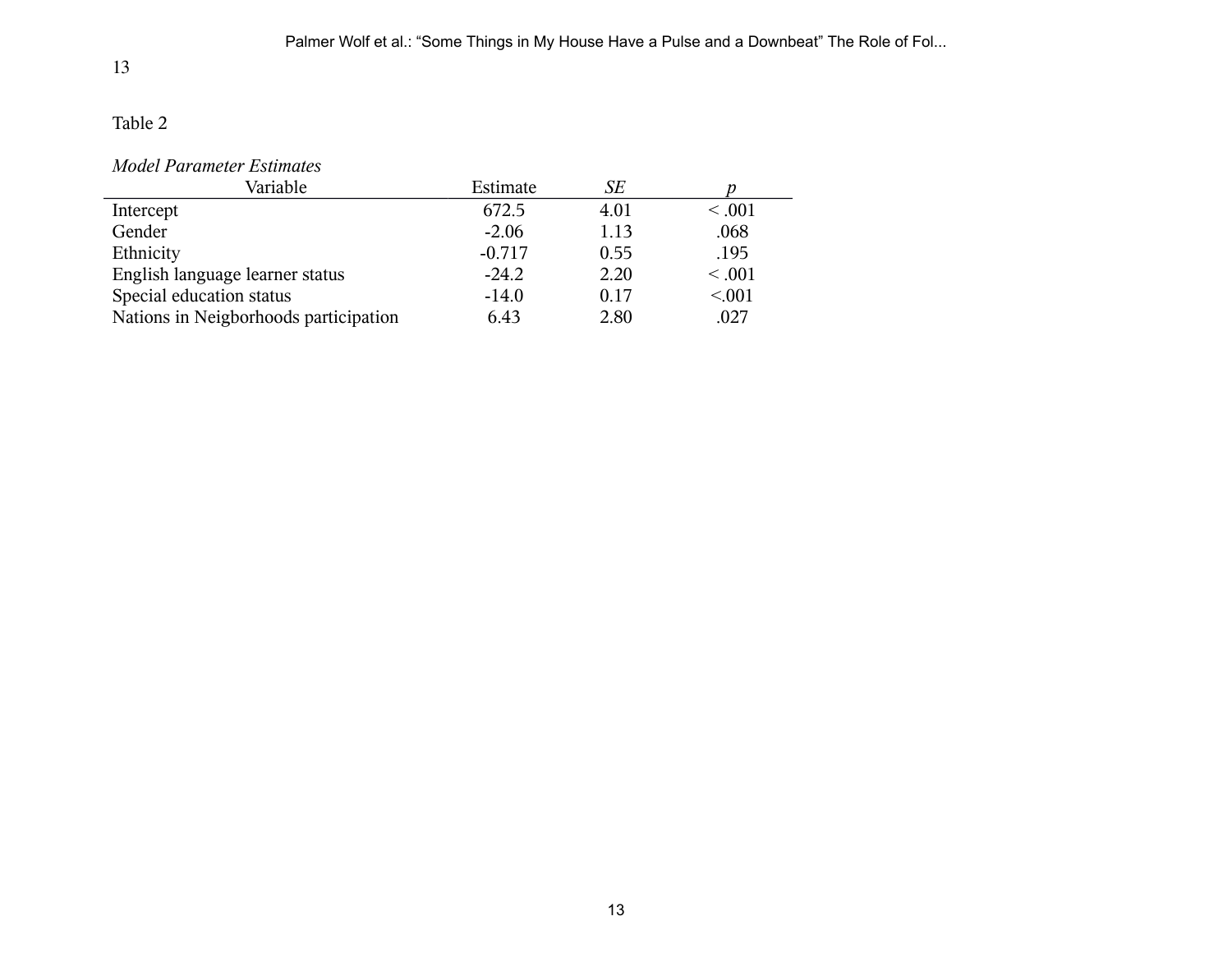Table 2

*Model Parameter Estimates*

| Variable | Estimate | *SE* | *p* |
|---|---|---|---|
| Intercept | 672.5 | 4.01 | < .001 |
| Gender | -2.06 | 1.13 | .068 |
| Ethnicity | -0.717 | 0.55 | .195 |
| English language learner status | -24.2 | 2.20 | < .001 |
| Special education status | -14.0 | 0.17 | <.001 |
| Nations in Neigborhoods participation | 6.43 | 2.80 | .027 |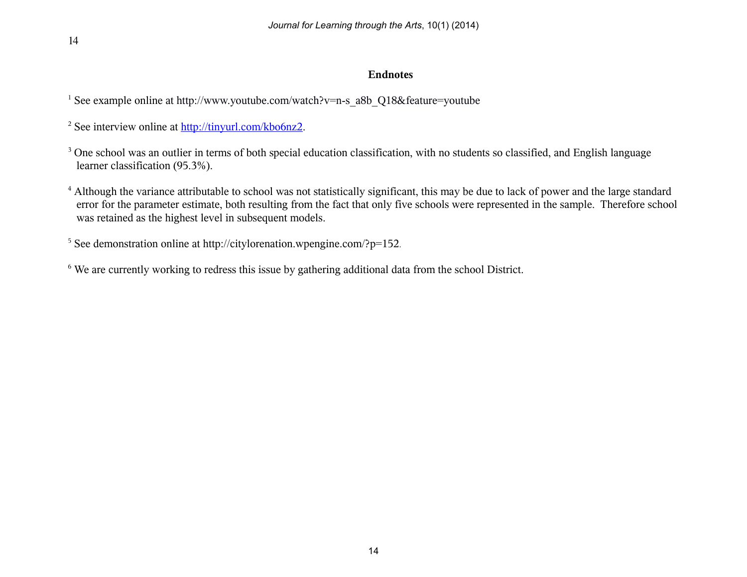## Endnotes

[1] See example online at http://www.youtube.com/watch?v=n-s_a8b_Q18&feature=youtube

[2] See interview online at http://tinyurl.com/kbo6nz2.

[3] One school was an outlier in terms of both special education classification, with no students so classified, and English language learner classification (95.3%).

[4] Although the variance attributable to school was not statistically significant, this may be due to lack of power and the large standard error for the parameter estimate, both resulting from the fact that only five schools were represented in the sample. Therefore school was retained as the highest level in subsequent models.

[5] See demonstration online at http://citylorenation.wpengine.com/?p=152.

[6] We are currently working to redress this issue by gathering additional data from the school District.